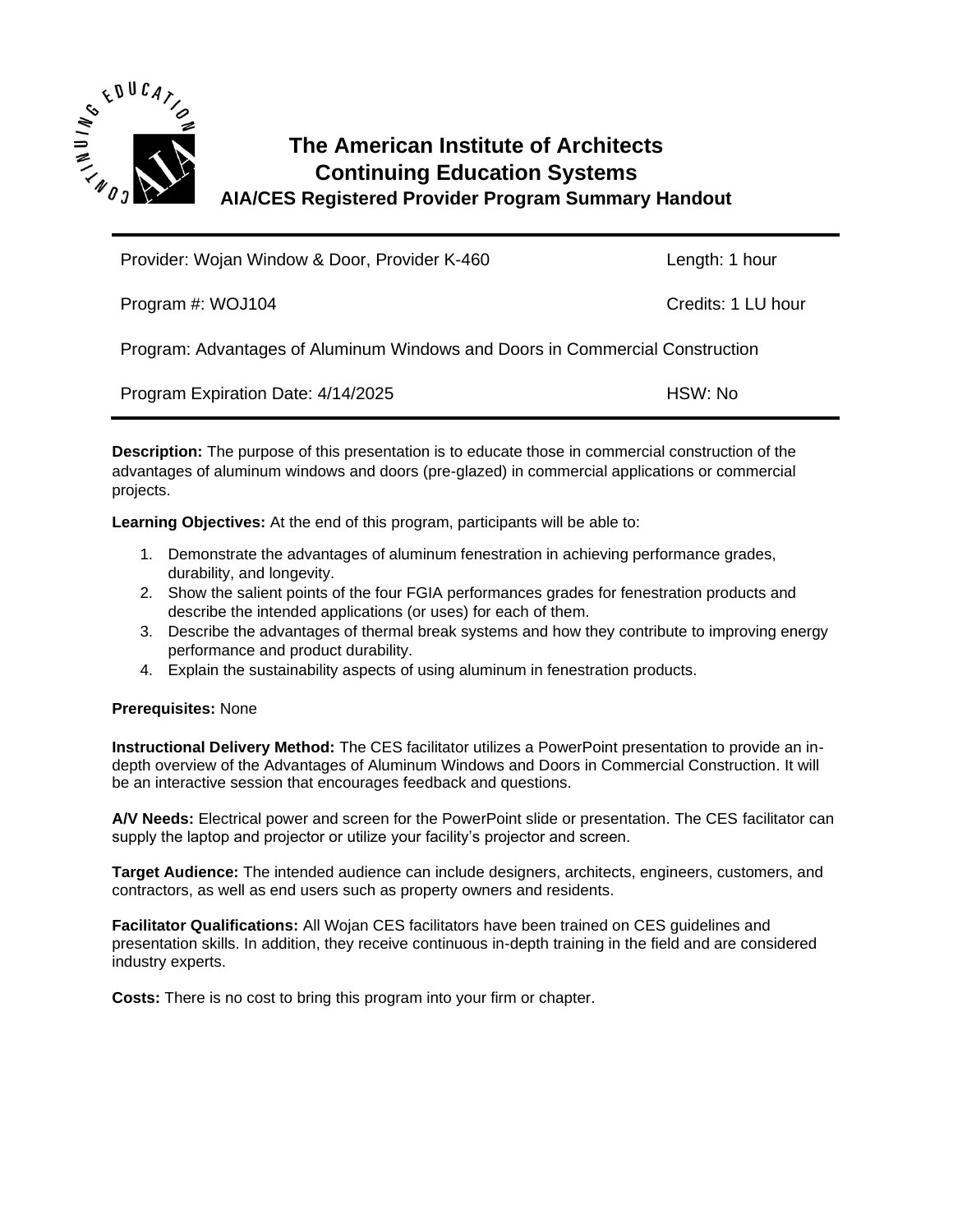# The American Institute of Architects Continuing Education Systems

## AIA/CES Registered Provider Program Summary Handout

| Provider: Wojan Window & Door, Provider K-460 | Length: 1 hour |
| --- | --- |
| Program #: WOJ104 | Credits: 1 LU hour |
| Program: Advantages of Aluminum Windows and Doors in Commercial Construction | |
| Program Expiration Date: 4/14/2025 | HSW: No |

**Description:** The purpose of this presentation is to educate those in commercial construction of the advantages of aluminum windows and doors (pre-glazed) in commercial applications or commercial projects.

**Learning Objectives:** At the end of this program, participants will be able to:

1. Demonstrate the advantages of aluminum fenestration in achieving performance grades, durability, and longevity.
2. Show the salient points of the four FGIA performances grades for fenestration products and describe the intended applications (or uses) for each of them.
3. Describe the advantages of thermal break systems and how they contribute to improving energy performance and product durability.
4. Explain the sustainability aspects of using aluminum in fenestration products.

**Prerequisites:** None

**Instructional Delivery Method:** The CES facilitator utilizes a PowerPoint presentation to provide an in-depth overview of the Advantages of Aluminum Windows and Doors in Commercial Construction. It will be an interactive session that encourages feedback and questions.

**A/V Needs:** Electrical power and screen for the PowerPoint slide or presentation. The CES facilitator can supply the laptop and projector or utilize your facility's projector and screen.

**Target Audience:** The intended audience can include designers, architects, engineers, customers, and contractors, as well as end users such as property owners and residents.

**Facilitator Qualifications:** All Wojan CES facilitators have been trained on CES guidelines and presentation skills. In addition, they receive continuous in-depth training in the field and are considered industry experts.

**Costs:** There is no cost to bring this program into your firm or chapter.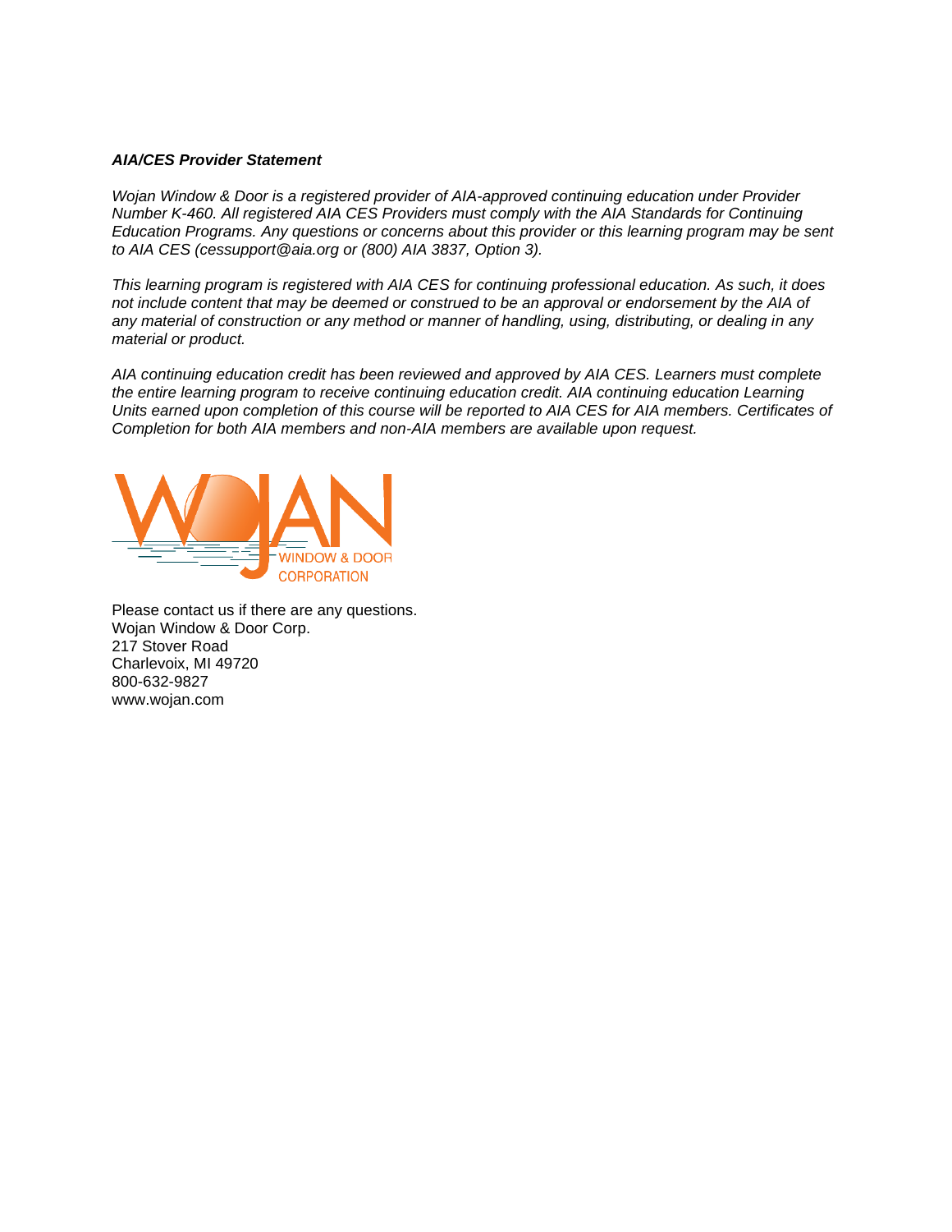***AIA/CES Provider Statement***

*Wojan Window & Door is a registered provider of AIA-approved continuing education under Provider Number K-460. All registered AIA CES Providers must comply with the AIA Standards for Continuing Education Programs. Any questions or concerns about this provider or this learning program may be sent to AIA CES (cessupport@aia.org or (800) AIA 3837, Option 3).*

*This learning program is registered with AIA CES for continuing professional education. As such, it does not include content that may be deemed or construed to be an approval or endorsement by the AIA of any material of construction or any method or manner of handling, using, distributing, or dealing in any material or product.*

*AIA continuing education credit has been reviewed and approved by AIA CES. Learners must complete the entire learning program to receive continuing education credit. AIA continuing education Learning Units earned upon completion of this course will be reported to AIA CES for AIA members. Certificates of Completion for both AIA members and non-AIA members are available upon request.*

WOJAN
WINDOW & DOOR
CORPORATION

Please contact us if there are any questions.
Wojan Window & Door Corp.
217 Stover Road
Charlevoix, MI 49720
800-632-9827
www.wojan.com